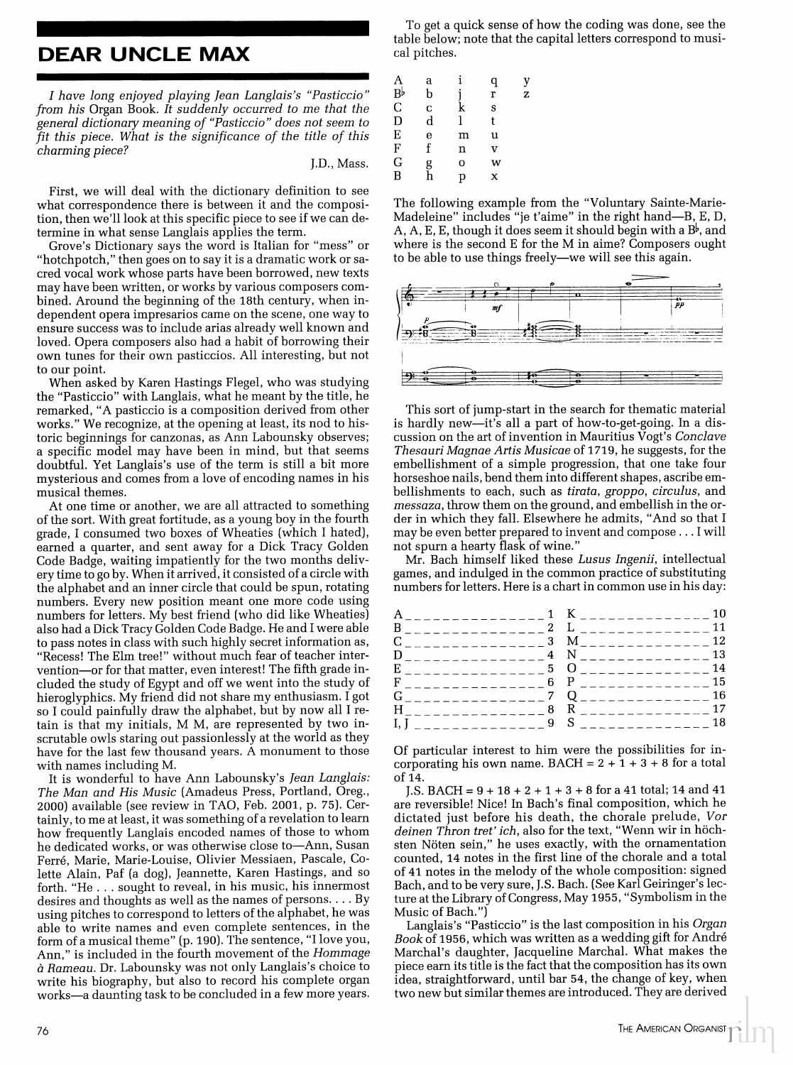# DEAR UNCLE MAX

*I have long enjoyed playing Jean Langlais's "Pasticcio" from his* Organ Book. *It suddenly occurred to me that the general dictionary meaning of "Pasticcio" does not seem to fit this piece. What is the significance of the title of this charming piece?*

J.D., Mass.

First, we will deal with the dictionary definition to see what correspondence there is between it and the composition, then we'll look at this specific piece to see if we can determine in what sense Langlais applies the term.

Grove's Dictionary says the word is Italian for "mess" or "hotchpotch," then goes on to say it is a dramatic work or sacred vocal work whose parts have been borrowed, new texts may have been written, or works by various composers combined. Around the beginning of the 18th century, when independent opera impresarios came on the scene, one way to ensure success was to include arias already well known and loved. Opera composers also had a habit of borrowing their own tunes for their own pasticcios. All interesting, but not to our point.

When asked by Karen Hastings Flegel, who was studying the "Pasticcio" with Langlais, what he meant by the title, he remarked, "A pasticcio is a composition derived from other works." We recognize, at the opening at least, its nod to historic beginnings for canzonas, as Ann Labounsky observes; a specific model may have been in mind, but that seems doubtful. Yet Langlais's use of the term is still a bit more mysterious and comes from a love of encoding names in his musical themes.

At one time or another, we are all attracted to something of the sort. With great fortitude, as a young boy in the fourth grade, I consumed two boxes of Wheaties (which I hated), earned a quarter, and sent away for a Dick Tracy Golden Code Badge, waiting impatiently for the two months delivery time to go by. When it arrived, it consisted of a circle with the alphabet and an inner circle that could be spun, rotating numbers. Every new position meant one more code using numbers for letters. My best friend (who did like Wheaties) also had a Dick Tracy Golden Code Badge. He and I were able to pass notes in class with such highly secret information as, "Recess! The Elm tree!" without much fear of teacher intervention—or for that matter, even interest! The fifth grade included the study of Egypt and off we went into the study of hieroglyphics. My friend did not share my enthusiasm. I got so I could painfully draw the alphabet, but by now all I retain is that my initials, M M, are represented by two inscrutable owls staring out passionlessly at the world as they have for the last few thousand years. A monument to those with names including M.

It is wonderful to have Ann Labounsky's *Jean Langlais: The Man and His Music* (Amadeus Press, Portland, Oreg., 2000) available (see review in TAO, Feb. 2001, p. 75). Certainly, to me at least, it was something of a revelation to learn how frequently Langlais encoded names of those to whom he dedicated works, or was otherwise close to—Ann, Susan Ferré, Marie, Marie-Louise, Olivier Messiaen, Pascale, Colette Alain, Paf (a dog), Jeannette, Karen Hastings, and so forth. "He . . . sought to reveal, in his music, his innermost desires and thoughts as well as the names of persons. . . . By using pitches to correspond to letters of the alphabet, he was able to write names and even complete sentences, in the form of a musical theme" (p. 190). The sentence, "I love you, Ann," is included in the fourth movement of the *Hommage à Rameau*. Dr. Labounsky was not only Langlais's choice to write his biography, but also to record his complete organ works—a daunting task to be concluded in a few more years.

To get a quick sense of how the coding was done, see the table below; note that the capital letters correspond to musical pitches.

| | | | | |
|---|---|---|---|---|
| A | a | i | q | y |
| B♭ | b | j | r | z |
| C | c | k | s | |
| D | d | l | t | |
| E | e | m | u | |
| F | f | n | v | |
| G | g | o | w | |
| B | h | p | x | |

The following example from the "Voluntary Sainte-Marie-Madeleine" includes "je t'aime" in the right hand—B, E, D, A, A, E, E, though it does seem it should begin with a B♭, and where is the second E for the M in aime? Composers ought to be able to use things freely—we will see this again.

This sort of jump-start in the search for thematic material is hardly new—it's all a part of how-to-get-going. In a discussion on the art of invention in Mauritius Vogt's *Conclave Thesauri Magnae Artis Musicae* of 1719, he suggests, for the embellishment of a simple progression, that one take four horseshoe nails, bend them into different shapes, ascribe embellishments to each, such as *tirata*, *groppo*, *circulus*, and *messaza*, throw them on the ground, and embellish in the order in which they fall. Elsewhere he admits, "And so that I may be even better prepared to invent and compose . . . I will not spurn a hearty flask of wine."

Mr. Bach himself liked these *Lusus Ingenii*, intellectual games, and indulged in the common practice of substituting numbers for letters. Here is a chart in common use in his day:

| | | | |
|---|---|---|---|
| A | 1 | K | 10 |
| B | 2 | L | 11 |
| C | 3 | M | 12 |
| D | 4 | N | 13 |
| E | 5 | O | 14 |
| F | 6 | P | 15 |
| G | 7 | Q | 16 |
| H | 8 | R | 17 |
| I, J | 9 | S | 18 |

Of particular interest to him were the possibilities for incorporating his own name. BACH = 2 + 1 + 3 + 8 for a total of 14.

J.S. BACH = 9 + 18 + 2 + 1 + 3 + 8 for a 41 total; 14 and 41 are reversible! Nice! In Bach's final composition, which he dictated just before his death, the chorale prelude, *Vor deinen Thron tret' ich*, also for the text, "Wenn wir in höchsten Nöten sein," he uses exactly, with the ornamentation counted, 14 notes in the first line of the chorale and a total of 41 notes in the melody of the whole composition: signed Bach, and to be very sure, J.S. Bach. (See Karl Geiringer's lecture at the Library of Congress, May 1955, "Symbolism in the Music of Bach.")

Langlais's "Pasticcio" is the last composition in his *Organ Book* of 1956, which was written as a wedding gift for André Marchal's daughter, Jacqueline Marchal. What makes the piece earn its title is the fact that the composition has its own idea, straightforward, until bar 54, the change of key, when two new but similar themes are introduced. They are derived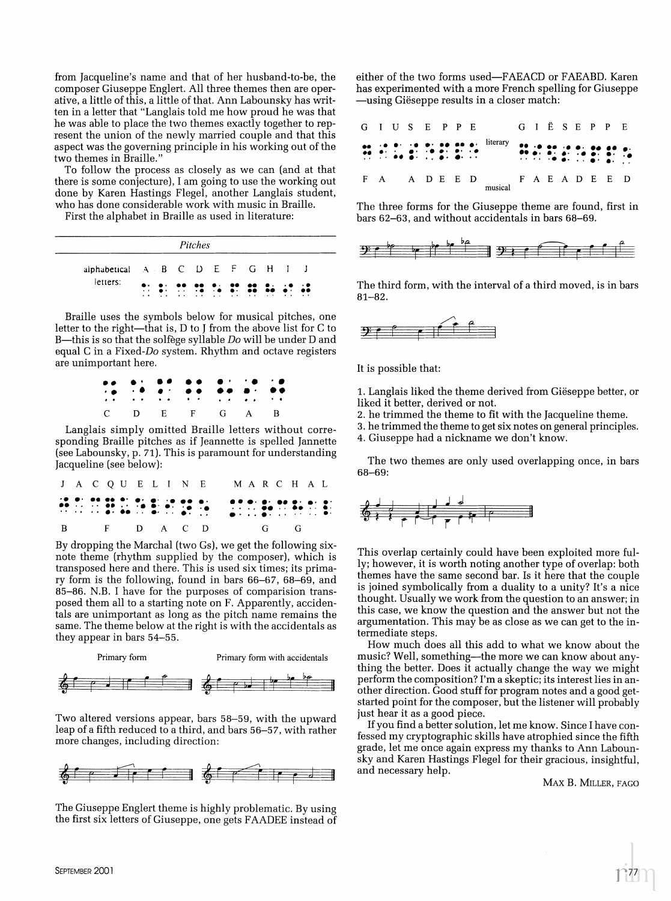from Jacqueline's name and that of her husband-to-be, the composer Giuseppe Englert. All three themes then are operative, a little of this, a little of that. Ann Labounsky has written in a letter that "Langlais told me how proud he was that he was able to place the two themes exactly together to represent the union of the newly married couple and that this aspect was the governing principle in his working out of the two themes in Braille."

To follow the process as closely as we can (and at that there is some conjecture), I am going to use the working out done by Karen Hastings Flegel, another Langlais student, who has done considerable work with music in Braille.

First the alphabet in Braille as used in literature:

*Pitches*

alphabetical letters: A B C D E F G H I J

Braille uses the symbols below for musical pitches, one letter to the right—that is, D to J from the above list for C to B—this is so that the solfège syllable *Do* will be under D and equal C in a Fixed-*Do* system. Rhythm and octave registers are unimportant here.

C D E F G A B

Langlais simply omitted Braille letters without corresponding Braille pitches as if Jeannette is spelled Jannette (see Labounsky, p. 71). This is paramount for understanding Jacqueline (see below):

J A C Q U E L I N E  M A R C H A L

B F D A C D  G G

By dropping the Marchal (two Gs), we get the following six-note theme (rhythm supplied by the composer), which is transposed here and there. This is used six times; its primary form is the following, found in bars 66–67, 68–69, and 85–86. N.B. I have for the purposes of comparision transposed them all to a starting note on F. Apparently, accidentals are unimportant as long as the pitch name remains the same. The theme below at the right is with the accidentals as they appear in bars 54–55.

Primary form  Primary form with accidentals

Two altered versions appear, bars 58–59, with the upward leap of a fifth reduced to a third, and bars 56–57, with rather more changes, including direction:

The Giuseppe Englert theme is highly problematic. By using the first six letters of Giuseppe, one gets FAADEE instead of either of the two forms used—FAEACD or FAEABD. Karen has experimented with a more French spelling for Giuseppe—using Giëseppe results in a closer match:

G I U S E P P E  literary  G I Ë S E P P E

F A A D E E D  musical  F A E A D E E D

The three forms for the Giuseppe theme are found, first in bars 62–63, and without accidentals in bars 68–69.

The third form, with the interval of a third moved, is in bars 81–82.

It is possible that:

1. Langlais liked the theme derived from Giëseppe better, or liked it better, derived or not.
2. he trimmed the theme to fit with the Jacqueline theme.
3. he trimmed the theme to get six notes on general principles.
4. Giuseppe had a nickname we don't know.

The two themes are only used overlapping once, in bars 68–69:

This overlap certainly could have been exploited more fully; however, it is worth noting another type of overlap: both themes have the same second bar. Is it here that the couple is joined symbolically from a duality to a unity? It's a nice thought. Usually we work from the question to an answer; in this case, we know the question and the answer but not the argumentation. This may be as close as we can get to the intermediate steps.

How much does all this add to what we know about the music? Well, something—the more we can know about anything the better. Does it actually change the way we might perform the composition? I'm a skeptic; its interest lies in another direction. Good stuff for program notes and a good get-started point for the composer, but the listener will probably just hear it as a good piece.

If you find a better solution, let me know. Since I have confessed my cryptographic skills have atrophied since the fifth grade, let me once again express my thanks to Ann Labounsky and Karen Hastings Flegel for their gracious, insightful, and necessary help.

MAX B. MILLER, FAGO